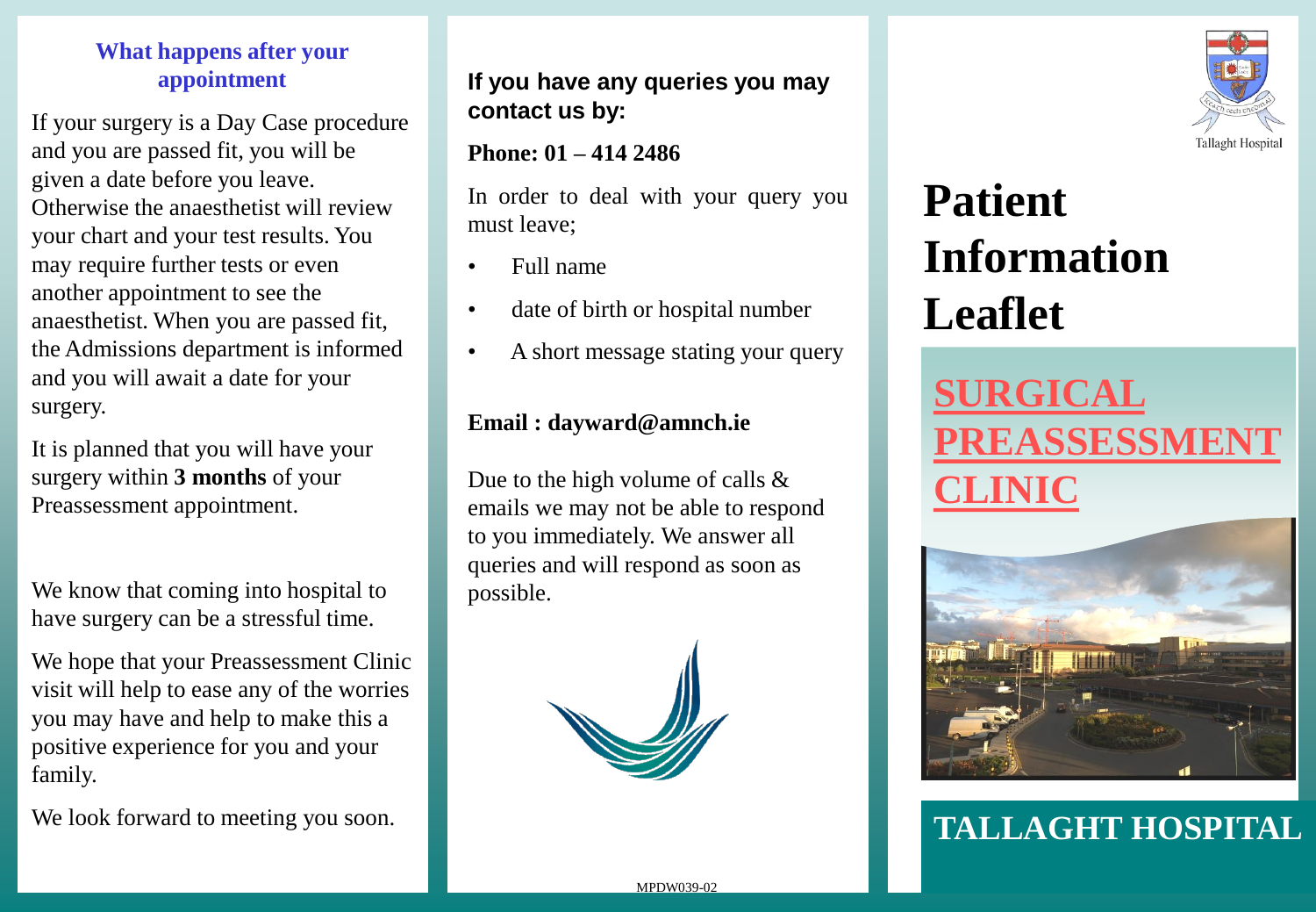## What happens after your appointment

If your surgery is a Day Case procedure and you are passed fit, you will be given a date before you leave. Otherwise the anaesthetist will review your chart and your test results. You may require further tests or even another appointment to see the anaesthetist. When you are passed fit, the Admissions department is informed and you will await a date for your surgery.

It is planned that you will have your surgery within **3 months** of your Preassessment appointment.

We know that coming into hospital to have surgery can be a stressful time.

We hope that your Preassessment Clinic visit will help to ease any of the worries you may have and help to make this a positive experience for you and your family.

We look forward to meeting you soon.

**If you have any queries you may contact us by:**

**Phone: 01 – 414 2486**

In order to deal with your query you must leave;

- Full name
- date of birth or hospital number
- A short message stating your query

**Email : dayward@amnch.ie**

Due to the high volume of calls & emails we may not be able to respond to you immediately. We answer all queries and will respond as soon as possible.

MPDW039-02

Tallaght Hospital

# Patient Information Leaflet

## SURGICAL PREASSESSMENT CLINIC

## TALLAGHT HOSPITAL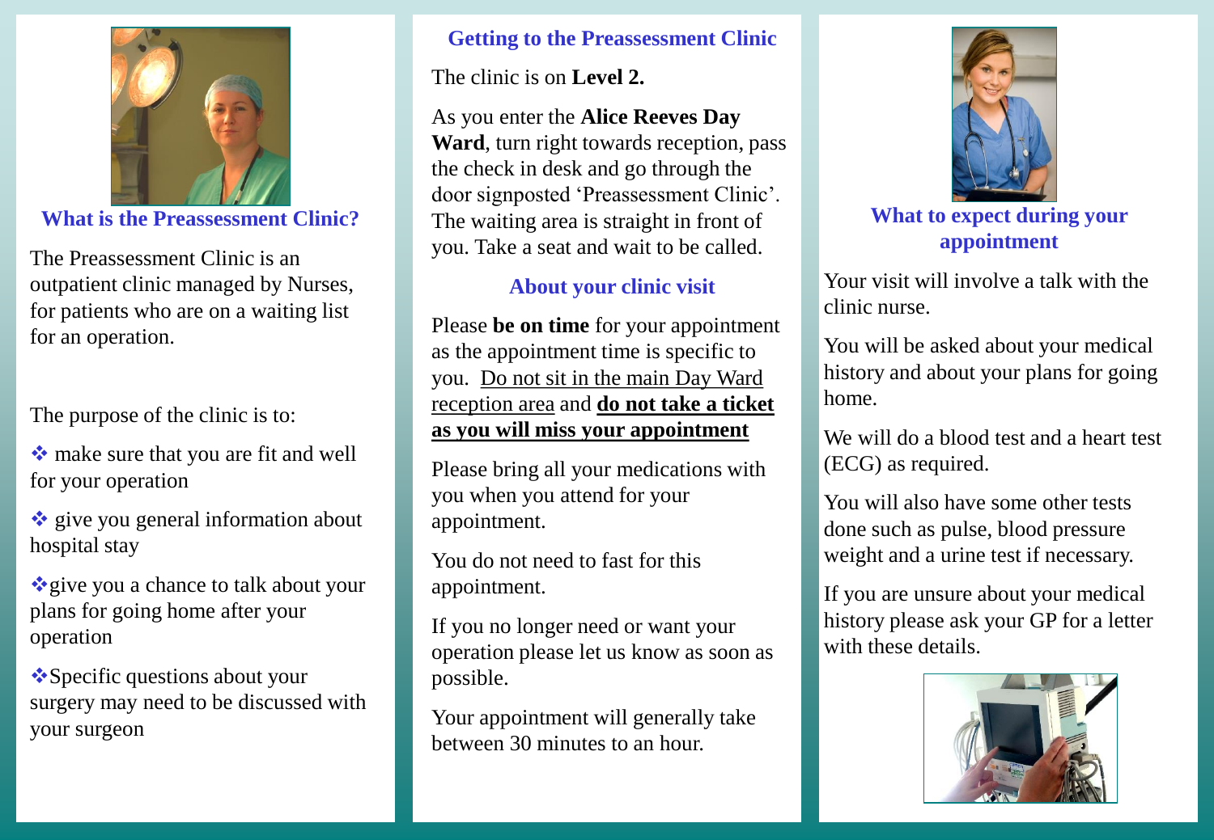## What is the Preassessment Clinic?

The Preassessment Clinic is an outpatient clinic managed by Nurses, for patients who are on a waiting list for an operation.

The purpose of the clinic is to:

- ❖ make sure that you are fit and well for your operation
- ❖ give you general information about hospital stay
- ❖ give you a chance to talk about your plans for going home after your operation
- ❖ Specific questions about your surgery may need to be discussed with your surgeon

## Getting to the Preassessment Clinic

The clinic is on **Level 2.**

As you enter the **Alice Reeves Day Ward**, turn right towards reception, pass the check in desk and go through the door signposted 'Preassessment Clinic'. The waiting area is straight in front of you. Take a seat and wait to be called.

## About your clinic visit

Please **be on time** for your appointment as the appointment time is specific to you. <u>Do not sit in the main Day Ward reception area</u> and <u>**do not take a ticket as you will miss your appointment**</u>

Please bring all your medications with you when you attend for your appointment.

You do not need to fast for this appointment.

If you no longer need or want your operation please let us know as soon as possible.

Your appointment will generally take between 30 minutes to an hour.

## What to expect during your appointment

Your visit will involve a talk with the clinic nurse.

You will be asked about your medical history and about your plans for going home.

We will do a blood test and a heart test (ECG) as required.

You will also have some other tests done such as pulse, blood pressure weight and a urine test if necessary.

If you are unsure about your medical history please ask your GP for a letter with these details.